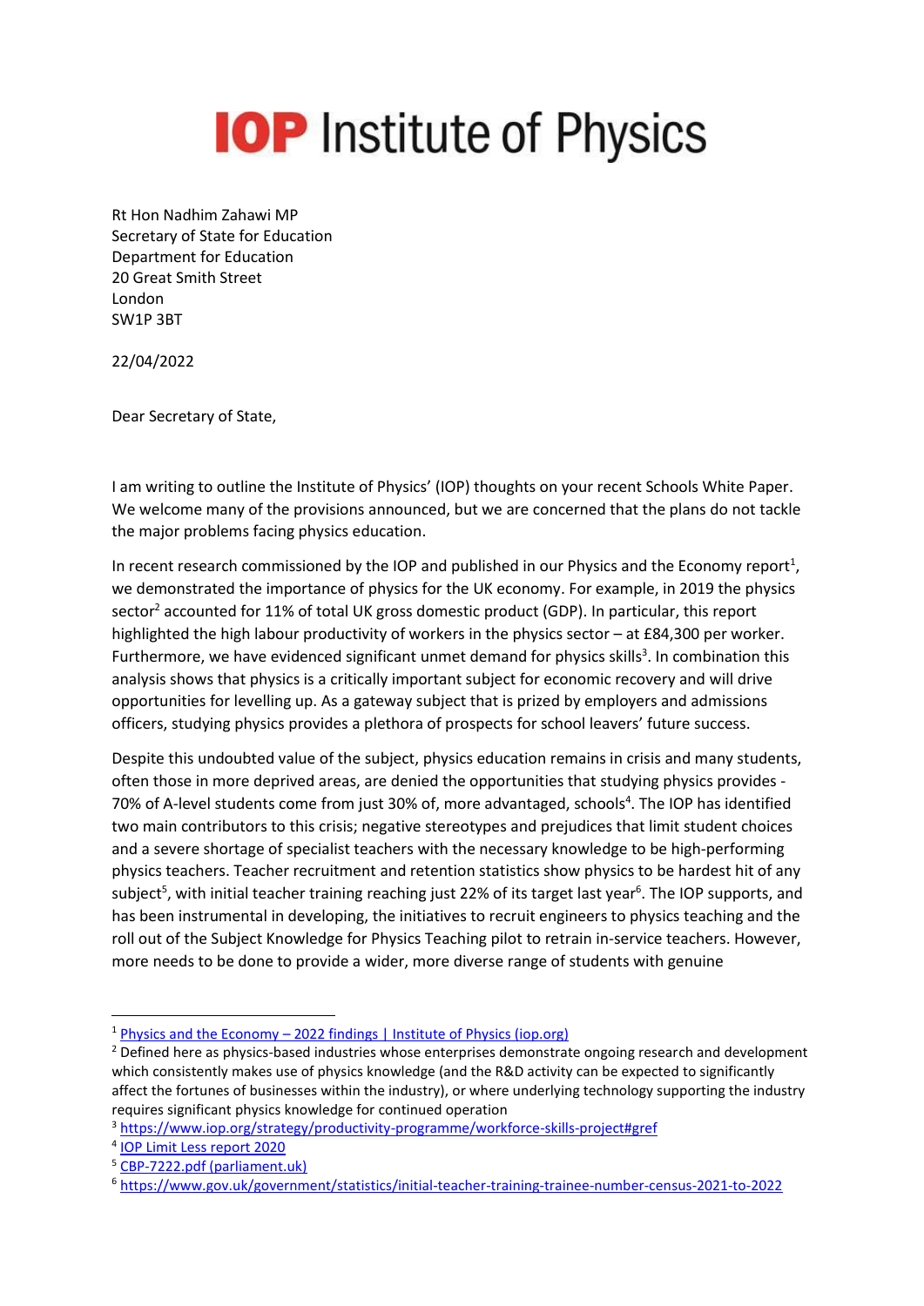# IOP Institute of Physics

Rt Hon Nadhim Zahawi MP
Secretary of State for Education
Department for Education
20 Great Smith Street
London
SW1P 3BT

22/04/2022

Dear Secretary of State,

I am writing to outline the Institute of Physics' (IOP) thoughts on your recent Schools White Paper. We welcome many of the provisions announced, but we are concerned that the plans do not tackle the major problems facing physics education.

In recent research commissioned by the IOP and published in our Physics and the Economy report[1], we demonstrated the importance of physics for the UK economy. For example, in 2019 the physics sector[2] accounted for 11% of total UK gross domestic product (GDP). In particular, this report highlighted the high labour productivity of workers in the physics sector – at £84,300 per worker. Furthermore, we have evidenced significant unmet demand for physics skills[3]. In combination this analysis shows that physics is a critically important subject for economic recovery and will drive opportunities for levelling up. As a gateway subject that is prized by employers and admissions officers, studying physics provides a plethora of prospects for school leavers' future success.

Despite this undoubted value of the subject, physics education remains in crisis and many students, often those in more deprived areas, are denied the opportunities that studying physics provides - 70% of A-level students come from just 30% of, more advantaged, schools[4]. The IOP has identified two main contributors to this crisis; negative stereotypes and prejudices that limit student choices and a severe shortage of specialist teachers with the necessary knowledge to be high-performing physics teachers. Teacher recruitment and retention statistics show physics to be hardest hit of any subject[5], with initial teacher training reaching just 22% of its target last year[6]. The IOP supports, and has been instrumental in developing, the initiatives to recruit engineers to physics teaching and the roll out of the Subject Knowledge for Physics Teaching pilot to retrain in-service teachers. However, more needs to be done to provide a wider, more diverse range of students with genuine

---

[1] Physics and the Economy – 2022 findings | Institute of Physics (iop.org)

[2] Defined here as physics-based industries whose enterprises demonstrate ongoing research and development which consistently makes use of physics knowledge (and the R&D activity can be expected to significantly affect the fortunes of businesses within the industry), or where underlying technology supporting the industry requires significant physics knowledge for continued operation

[3] https://www.iop.org/strategy/productivity-programme/workforce-skills-project#gref

[4] IOP Limit Less report 2020

[5] CBP-7222.pdf (parliament.uk)

[6] https://www.gov.uk/government/statistics/initial-teacher-training-trainee-number-census-2021-to-2022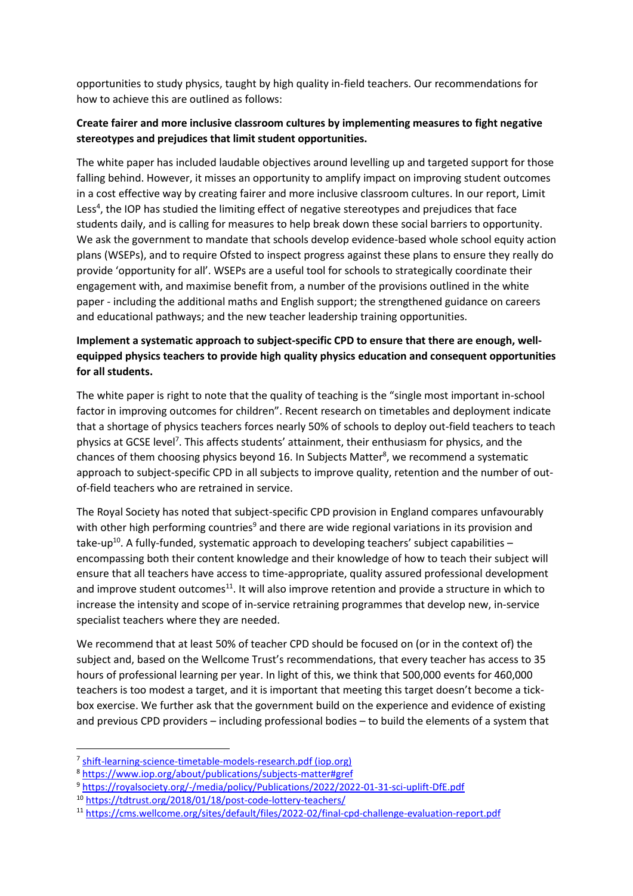opportunities to study physics, taught by high quality in-field teachers. Our recommendations for how to achieve this are outlined as follows:

**Create fairer and more inclusive classroom cultures by implementing measures to fight negative stereotypes and prejudices that limit student opportunities.**

The white paper has included laudable objectives around levelling up and targeted support for those falling behind. However, it misses an opportunity to amplify impact on improving student outcomes in a cost effective way by creating fairer and more inclusive classroom cultures. In our report, Limit Less[4], the IOP has studied the limiting effect of negative stereotypes and prejudices that face students daily, and is calling for measures to help break down these social barriers to opportunity. We ask the government to mandate that schools develop evidence-based whole school equity action plans (WSEPs), and to require Ofsted to inspect progress against these plans to ensure they really do provide 'opportunity for all'. WSEPs are a useful tool for schools to strategically coordinate their engagement with, and maximise benefit from, a number of the provisions outlined in the white paper - including the additional maths and English support; the strengthened guidance on careers and educational pathways; and the new teacher leadership training opportunities.

**Implement a systematic approach to subject-specific CPD to ensure that there are enough, well-equipped physics teachers to provide high quality physics education and consequent opportunities for all students.**

The white paper is right to note that the quality of teaching is the "single most important in-school factor in improving outcomes for children". Recent research on timetables and deployment indicate that a shortage of physics teachers forces nearly 50% of schools to deploy out-field teachers to teach physics at GCSE level[7]. This affects students' attainment, their enthusiasm for physics, and the chances of them choosing physics beyond 16. In Subjects Matter[8], we recommend a systematic approach to subject-specific CPD in all subjects to improve quality, retention and the number of out-of-field teachers who are retrained in service.

The Royal Society has noted that subject-specific CPD provision in England compares unfavourably with other high performing countries[9] and there are wide regional variations in its provision and take-up[10]. A fully-funded, systematic approach to developing teachers' subject capabilities – encompassing both their content knowledge and their knowledge of how to teach their subject will ensure that all teachers have access to time-appropriate, quality assured professional development and improve student outcomes[11]. It will also improve retention and provide a structure in which to increase the intensity and scope of in-service retraining programmes that develop new, in-service specialist teachers where they are needed.

We recommend that at least 50% of teacher CPD should be focused on (or in the context of) the subject and, based on the Wellcome Trust's recommendations, that every teacher has access to 35 hours of professional learning per year. In light of this, we think that 500,000 events for 460,000 teachers is too modest a target, and it is important that meeting this target doesn't become a tick-box exercise. We further ask that the government build on the experience and evidence of existing and previous CPD providers – including professional bodies – to build the elements of a system that

---

[7] shift-learning-science-timetable-models-research.pdf (iop.org)
[8] https://www.iop.org/about/publications/subjects-matter#gref
[9] https://royalsociety.org/-/media/policy/Publications/2022/2022-01-31-sci-uplift-DfE.pdf
[10] https://tdtrust.org/2018/01/18/post-code-lottery-teachers/
[11] https://cms.wellcome.org/sites/default/files/2022-02/final-cpd-challenge-evaluation-report.pdf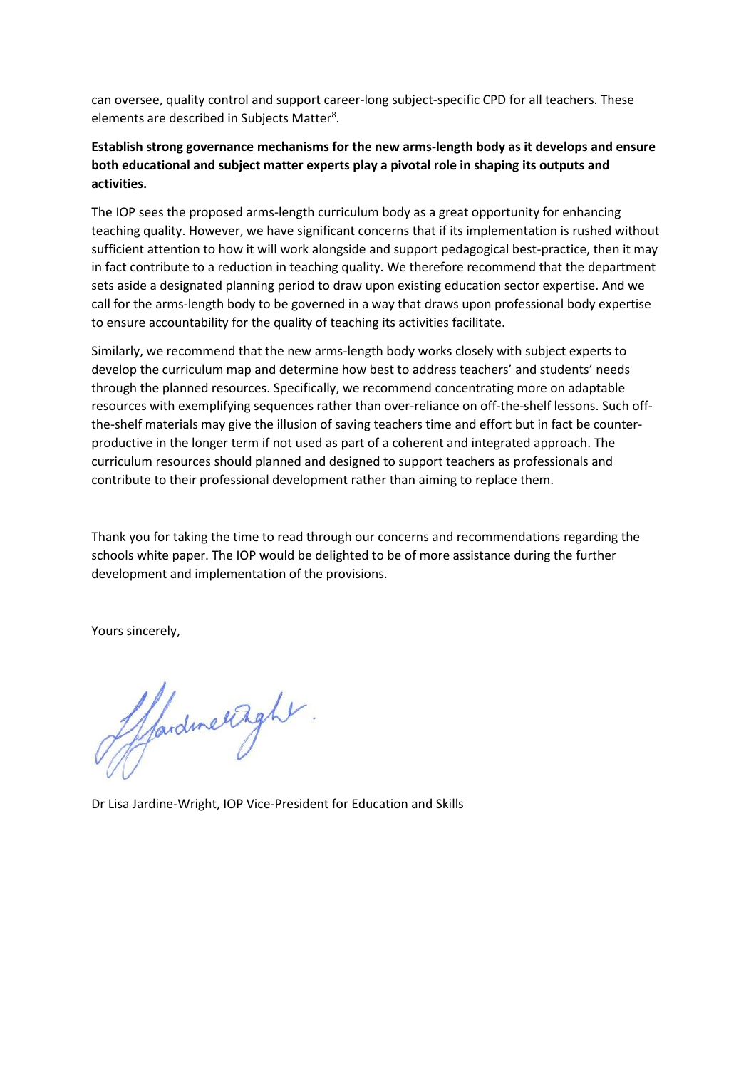can oversee, quality control and support career-long subject-specific CPD for all teachers. These elements are described in Subjects Matter[8].

**Establish strong governance mechanisms for the new arms-length body as it develops and ensure both educational and subject matter experts play a pivotal role in shaping its outputs and activities.**

The IOP sees the proposed arms-length curriculum body as a great opportunity for enhancing teaching quality. However, we have significant concerns that if its implementation is rushed without sufficient attention to how it will work alongside and support pedagogical best-practice, then it may in fact contribute to a reduction in teaching quality. We therefore recommend that the department sets aside a designated planning period to draw upon existing education sector expertise. And we call for the arms-length body to be governed in a way that draws upon professional body expertise to ensure accountability for the quality of teaching its activities facilitate.

Similarly, we recommend that the new arms-length body works closely with subject experts to develop the curriculum map and determine how best to address teachers' and students' needs through the planned resources. Specifically, we recommend concentrating more on adaptable resources with exemplifying sequences rather than over-reliance on off-the-shelf lessons. Such off-the-shelf materials may give the illusion of saving teachers time and effort but in fact be counter-productive in the longer term if not used as part of a coherent and integrated approach. The curriculum resources should planned and designed to support teachers as professionals and contribute to their professional development rather than aiming to replace them.

Thank you for taking the time to read through our concerns and recommendations regarding the schools white paper. The IOP would be delighted to be of more assistance during the further development and implementation of the provisions.

Yours sincerely,

Dr Lisa Jardine-Wright, IOP Vice-President for Education and Skills